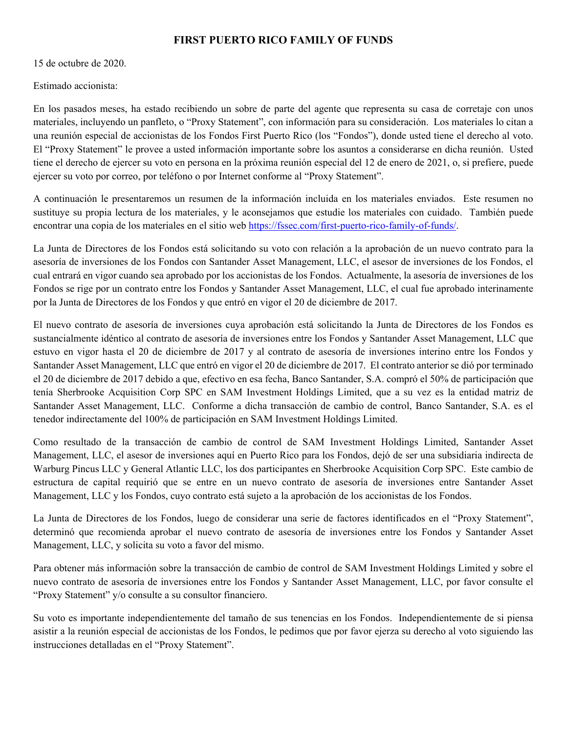# FIRST PUERTO RICO FAMILY OF FUNDS

15 de octubre de 2020.

Estimado accionista:

En los pasados meses, ha estado recibiendo un sobre de parte del agente que representa su casa de corretaje con unos materiales, incluyendo un panfleto, o "Proxy Statement", con información para su consideración. Los materiales lo citan a una reunión especial de accionistas de los Fondos First Puerto Rico (los "Fondos"), donde usted tiene el derecho al voto. El "Proxy Statement" le provee a usted información importante sobre los asuntos a considerarse en dicha reunión. Usted tiene el derecho de ejercer su voto en persona en la próxima reunión especial del 12 de enero de 2021, o, si prefiere, puede ejercer su voto por correo, por teléfono o por Internet conforme al "Proxy Statement".

A continuación le presentaremos un resumen de la información incluida en los materiales enviados. Este resumen no sustituye su propia lectura de los materiales, y le aconsejamos que estudie los materiales con cuidado. También puede encontrar una copia de los materiales en el sitio web [https://fssec.com/first-puerto-rico-family-of-funds/](https://fssec.com/first-puerto-rico-family-of-funds/).

La Junta de Directores de los Fondos está solicitando su voto con relación a la aprobación de un nuevo contrato para la asesoría de inversiones de los Fondos con Santander Asset Management, LLC, el asesor de inversiones de los Fondos, el cual entrará en vigor cuando sea aprobado por los accionistas de los Fondos. Actualmente, la asesoría de inversiones de los Fondos se rige por un contrato entre los Fondos y Santander Asset Management, LLC, el cual fue aprobado interinamente por la Junta de Directores de los Fondos y que entró en vigor el 20 de diciembre de 2017.

El nuevo contrato de asesoría de inversiones cuya aprobación está solicitando la Junta de Directores de los Fondos es sustancialmente idéntico al contrato de asesoría de inversiones entre los Fondos y Santander Asset Management, LLC que estuvo en vigor hasta el 20 de diciembre de 2017 y al contrato de asesoría de inversiones interino entre los Fondos y Santander Asset Management, LLC que entró en vigor el 20 de diciembre de 2017. El contrato anterior se dió por terminado el 20 de diciembre de 2017 debido a que, efectivo en esa fecha, Banco Santander, S.A. compró el 50% de participación que tenía Sherbrooke Acquisition Corp SPC en SAM Investment Holdings Limited, que a su vez es la entidad matriz de Santander Asset Management, LLC. Conforme a dicha transacción de cambio de control, Banco Santander, S.A. es el tenedor indirectamente del 100% de participación en SAM Investment Holdings Limited.

Como resultado de la transacción de cambio de control de SAM Investment Holdings Limited, Santander Asset Management, LLC, el asesor de inversiones aquí en Puerto Rico para los Fondos, dejó de ser una subsidiaria indirecta de Warburg Pincus LLC y General Atlantic LLC, los dos participantes en Sherbrooke Acquisition Corp SPC. Este cambio de estuctura de capital requirió que se entre en un nuevo contrato de asesoría de inversiones entre Santander Asset Management, LLC y los Fondos, cuyo contrato está sujeto a la aprobación de los accionistas de los Fondos.

La Junta de Directores de los Fondos, luego de considerar una serie de factores identificados en el "Proxy Statement", determinó que recomienda aprobar el nuevo contrato de asesoría de inversiones entre los Fondos y Santander Asset Management, LLC, y solicita su voto a favor del mismo.

Para obtener más información sobre la transacción de cambio de control de SAM Investment Holdings Limited y sobre el nuevo contrato de asesoría de inversiones entre los Fondos y Santander Asset Management, LLC, por favor consulte el "Proxy Statement" y/o consulte a su consultor financiero.

Su voto es importante independientemente del tamaño de sus tenencias en los Fondos. Independientemente de si piensa asistir a la reunión especial de accionistas de los Fondos, le pedimos que por favor ejerza su derecho al voto siguiendo las instrucciones detalladas en el "Proxy Statement".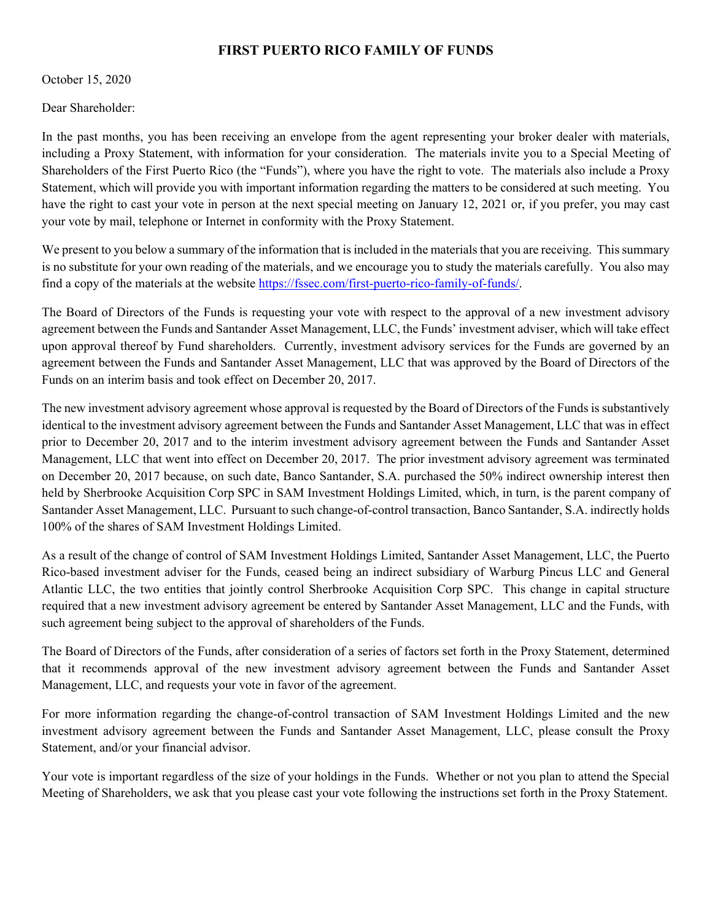# FIRST PUERTO RICO FAMILY OF FUNDS

October 15, 2020

Dear Shareholder:

In the past months, you has been receiving an envelope from the agent representing your broker dealer with materials, including a Proxy Statement, with information for your consideration. The materials invite you to a Special Meeting of Shareholders of the First Puerto Rico (the "Funds"), where you have the right to vote. The materials also include a Proxy Statement, which will provide you with important information regarding the matters to be considered at such meeting. You have the right to cast your vote in person at the next special meeting on January 12, 2021 or, if you prefer, you may cast your vote by mail, telephone or Internet in conformity with the Proxy Statement.

We present to you below a summary of the information that is included in the materials that you are receiving. This summary is no substitute for your own reading of the materials, and we encourage you to study the materials carefully. You also may find a copy of the materials at the website [https://fssec.com/first-puerto-rico-family-of-funds/](https://fssec.com/first-puerto-rico-family-of-funds/).

The Board of Directors of the Funds is requesting your vote with respect to the approval of a new investment advisory agreement between the Funds and Santander Asset Management, LLC, the Funds' investment adviser, which will take effect upon approval thereof by Fund shareholders. Currently, investment advisory services for the Funds are governed by an agreement between the Funds and Santander Asset Management, LLC that was approved by the Board of Directors of the Funds on an interim basis and took effect on December 20, 2017.

The new investment advisory agreement whose approval is requested by the Board of Directors of the Funds is substantively identical to the investment advisory agreement between the Funds and Santander Asset Management, LLC that was in effect prior to December 20, 2017 and to the interim investment advisory agreement between the Funds and Santander Asset Management, LLC that went into effect on December 20, 2017. The prior investment advisory agreement was terminated on December 20, 2017 because, on such date, Banco Santander, S.A. purchased the 50% indirect ownership interest then held by Sherbrooke Acquisition Corp SPC in SAM Investment Holdings Limited, which, in turn, is the parent company of Santander Asset Management, LLC. Pursuant to such change-of-control transaction, Banco Santander, S.A. indirectly holds 100% of the shares of SAM Investment Holdings Limited.

As a result of the change of control of SAM Investment Holdings Limited, Santander Asset Management, LLC, the Puerto Rico-based investment adviser for the Funds, ceased being an indirect subsidiary of Warburg Pincus LLC and General Atlantic LLC, the two entities that jointly control Sherbrooke Acquisition Corp SPC. This change in capital structure required that a new investment advisory agreement be entered by Santander Asset Management, LLC and the Funds, with such agreement being subject to the approval of shareholders of the Funds.

The Board of Directors of the Funds, after consideration of a series of factors set forth in the Proxy Statement, determined that it recommends approval of the new investment advisory agreement between the Funds and Santander Asset Management, LLC, and requests your vote in favor of the agreement.

For more information regarding the change-of-control transaction of SAM Investment Holdings Limited and the new investment advisory agreement between the Funds and Santander Asset Management, LLC, please consult the Proxy Statement, and/or your financial advisor.

Your vote is important regardless of the size of your holdings in the Funds. Whether or not you plan to attend the Special Meeting of Shareholders, we ask that you please cast your vote following the instructions set forth in the Proxy Statement.